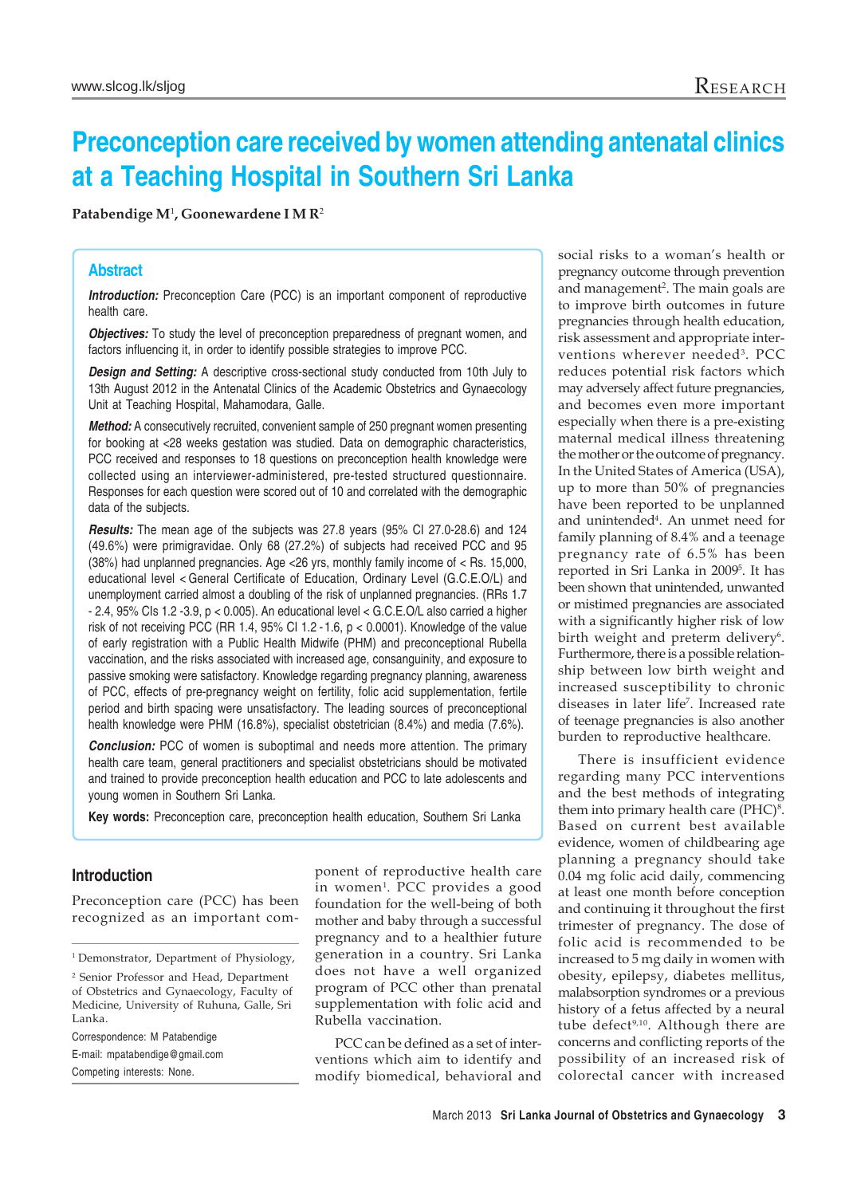# Preconception care received by women attending antenatal clinics at a Teaching Hospital in Southern Sri Lanka

**Patabendige M**[1]**, Goonewardene I M R**[2]

## Abstract

***Introduction:*** Preconception Care (PCC) is an important component of reproductive health care.

***Objectives:*** To study the level of preconception preparedness of pregnant women, and factors influencing it, in order to identify possible strategies to improve PCC.

***Design and Setting:*** A descriptive cross-sectional study conducted from 10th July to 13th August 2012 in the Antenatal Clinics of the Academic Obstetrics and Gynaecology Unit at Teaching Hospital, Mahamodara, Galle.

***Method:*** A consecutively recruited, convenient sample of 250 pregnant women presenting for booking at <28 weeks gestation was studied. Data on demographic characteristics, PCC received and responses to 18 questions on preconception health knowledge were collected using an interviewer-administered, pre-tested structured questionnaire. Responses for each question were scored out of 10 and correlated with the demographic data of the subjects.

***Results:*** The mean age of the subjects was 27.8 years (95% CI 27.0-28.6) and 124 (49.6%) were primigravidae. Only 68 (27.2%) of subjects had received PCC and 95 (38%) had unplanned pregnancies. Age <26 yrs, monthly family income of < Rs. 15,000, educational level < General Certificate of Education, Ordinary Level (G.C.E.O/L) and unemployment carried almost a doubling of the risk of unplanned pregnancies. (RRs 1.7 - 2.4, 95% CIs 1.2 -3.9, $p < 0.005$). An educational level < G.C.E.O/L also carried a higher risk of not receiving PCC (RR 1.4, 95% CI 1.2 - 1.6, $p < 0.0001$). Knowledge of the value of early registration with a Public Health Midwife (PHM) and preconceptional Rubella vaccination, and the risks associated with increased age, consanguinity, and exposure to passive smoking were satisfactory. Knowledge regarding pregnancy planning, awareness of PCC, effects of pre-pregnancy weight on fertility, folic acid supplementation, fertile period and birth spacing were unsatisfactory. The leading sources of preconceptional health knowledge were PHM (16.8%), specialist obstetrician (8.4%) and media (7.6%).

***Conclusion:*** PCC of women is suboptimal and needs more attention. The primary health care team, general practitioners and specialist obstetricians should be motivated and trained to provide preconception health education and PCC to late adolescents and young women in Southern Sri Lanka.

**Key words:** Preconception care, preconception health education, Southern Sri Lanka

## Introduction

Preconception care (PCC) has been recognized as an important component of reproductive health care in women[1]. PCC provides a good foundation for the well-being of both mother and baby through a successful pregnancy and to a healthier future generation in a country. Sri Lanka does not have a well organized program of PCC other than prenatal supplementation with folic acid and Rubella vaccination.

PCC can be defined as a set of interventions which aim to identify and modify biomedical, behavioral and social risks to a woman's health or pregnancy outcome through prevention and management[2]. The main goals are to improve birth outcomes in future pregnancies through health education, risk assessment and appropriate interventions wherever needed[3]. PCC reduces potential risk factors which may adversely affect future pregnancies, and becomes even more important especially when there is a pre-existing maternal medical illness threatening the mother or the outcome of pregnancy. In the United States of America (USA), up to more than 50% of pregnancies have been reported to be unplanned and unintended[4]. An unmet need for family planning of 8.4% and a teenage pregnancy rate of 6.5% has been reported in Sri Lanka in 2009[5]. It has been shown that unintended, unwanted or mistimed pregnancies are associated with a significantly higher risk of low birth weight and preterm delivery[6]. Furthermore, there is a possible relationship between low birth weight and increased susceptibility to chronic diseases in later life[7]. Increased rate of teenage pregnancies is also another burden to reproductive healthcare.

There is insufficient evidence regarding many PCC interventions and the best methods of integrating them into primary health care (PHC)[8]. Based on current best available evidence, women of childbearing age planning a pregnancy should take 0.04 mg folic acid daily, commencing at least one month before conception and continuing it throughout the first trimester of pregnancy. The dose of folic acid is recommended to be increased to 5 mg daily in women with obesity, epilepsy, diabetes mellitus, malabsorption syndromes or a previous history of a fetus affected by a neural tube defect[9,10]. Although there are concerns and conflicting reports of the possibility of an increased risk of colorectal cancer with increased

---

[1] Demonstrator, Department of Physiology,

[2] Senior Professor and Head, Department of Obstetrics and Gynaecology, Faculty of Medicine, University of Ruhuna, Galle, Sri Lanka.

Correspondence: M Patabendige

E-mail: mpatabendige@gmail.com

Competing interests: None.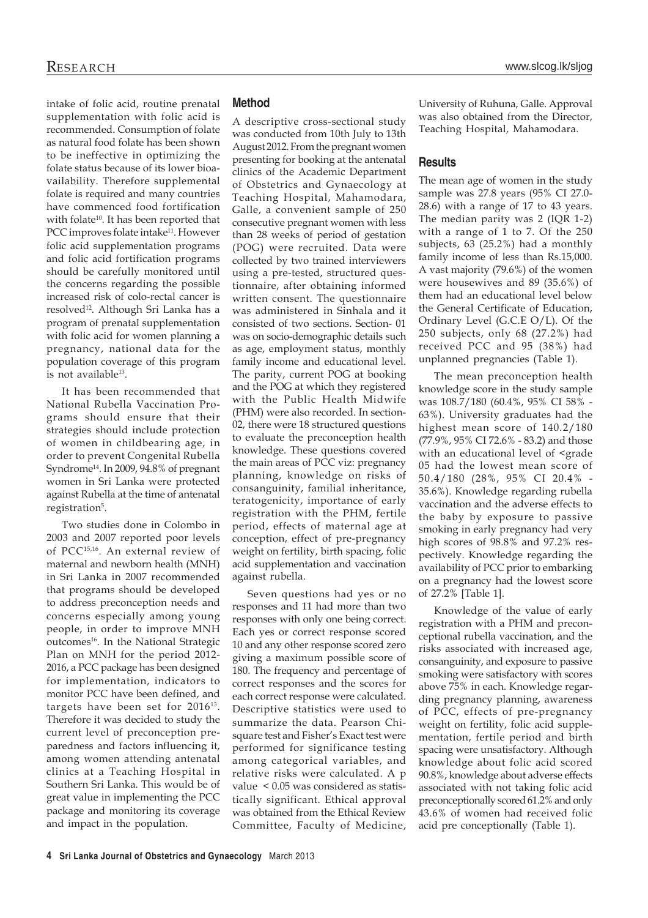intake of folic acid, routine prenatal supplementation with folic acid is recommended. Consumption of folate as natural food folate has been shown to be ineffective in optimizing the folate status because of its lower bioavailability. Therefore supplemental folate is required and many countries have commenced food fortification with folate[10]. It has been reported that PCC improves folate intake[11]. However folic acid supplementation programs and folic acid fortification programs should be carefully monitored until the concerns regarding the possible increased risk of colo-rectal cancer is resolved[12]. Although Sri Lanka has a program of prenatal supplementation with folic acid for women planning a pregnancy, national data for the population coverage of this program is not available[13].

It has been recommended that National Rubella Vaccination Programs should ensure that their strategies should include protection of women in childbearing age, in order to prevent Congenital Rubella Syndrome[14]. In 2009, 94.8% of pregnant women in Sri Lanka were protected against Rubella at the time of antenatal registration[5].

Two studies done in Colombo in 2003 and 2007 reported poor levels of PCC[15,16]. An external review of maternal and newborn health (MNH) in Sri Lanka in 2007 recommended that programs should be developed to address preconception needs and concerns especially among young people, in order to improve MNH outcomes[16]. In the National Strategic Plan on MNH for the period 2012-2016, a PCC package has been designed for implementation, indicators to monitor PCC have been defined, and targets have been set for 2016[13]. Therefore it was decided to study the current level of preconception preparedness and factors influencing it, among women attending antenatal clinics at a Teaching Hospital in Southern Sri Lanka. This would be of great value in implementing the PCC package and monitoring its coverage and impact in the population.

## Method

A descriptive cross-sectional study was conducted from 10th July to 13th August 2012. From the pregnant women presenting for booking at the antenatal clinics of the Academic Department of Obstetrics and Gynaecology at Teaching Hospital, Mahamodara, Galle, a convenient sample of 250 consecutive pregnant women with less than 28 weeks of period of gestation (POG) were recruited. Data were collected by two trained interviewers using a pre-tested, structured questionnaire, after obtaining informed written consent. The questionnaire was administered in Sinhala and it consisted of two sections. Section- 01 was on socio-demographic details such as age, employment status, monthly family income and educational level. The parity, current POG at booking and the POG at which they registered with the Public Health Midwife (PHM) were also recorded. In section-02, there were 18 structured questions to evaluate the preconception health knowledge. These questions covered the main areas of PCC viz: pregnancy planning, knowledge on risks of consanguinity, familial inheritance, teratogenicity, importance of early registration with the PHM, fertile period, effects of maternal age at conception, effect of pre-pregnancy weight on fertility, birth spacing, folic acid supplementation and vaccination against rubella.

Seven questions had yes or no responses and 11 had more than two responses with only one being correct. Each yes or correct response scored 10 and any other response scored zero giving a maximum possible score of 180. The frequency and percentage of correct responses and the scores for each correct response were calculated. Descriptive statistics were used to summarize the data. Pearson Chi-square test and Fisher's Exact test were performed for significance testing among categorical variables, and relative risks were calculated. A p value $< 0.05$ was considered as statistically significant. Ethical approval was obtained from the Ethical Review Committee, Faculty of Medicine, University of Ruhuna, Galle. Approval was also obtained from the Director, Teaching Hospital, Mahamodara.

## Results

The mean age of women in the study sample was 27.8 years (95% CI 27.0-28.6) with a range of 17 to 43 years. The median parity was 2 (IQR 1-2) with a range of 1 to 7. Of the 250 subjects, 63 (25.2%) had a monthly family income of less than Rs.15,000. A vast majority (79.6%) of the women were housewives and 89 (35.6%) of them had an educational level below the General Certificate of Education, Ordinary Level (G.C.E O/L). Of the 250 subjects, only 68 (27.2%) had received PCC and 95 (38%) had unplanned pregnancies (Table 1).

The mean preconception health knowledge score in the study sample was 108.7/180 (60.4%, 95% CI 58% - 63%). University graduates had the highest mean score of 140.2/180 (77.9%, 95% CI 72.6% - 83.2) and those with an educational level of <grade 05 had the lowest mean score of 50.4/180 (28%, 95% CI 20.4% - 35.6%). Knowledge regarding rubella vaccination and the adverse effects to the baby by exposure to passive smoking in early pregnancy had very high scores of 98.8% and 97.2% respectively. Knowledge regarding the availability of PCC prior to embarking on a pregnancy had the lowest score of 27.2% [Table 1].

Knowledge of the value of early registration with a PHM and preconceptional rubella vaccination, and the risks associated with increased age, consanguinity, and exposure to passive smoking were satisfactory with scores above 75% in each. Knowledge regarding pregnancy planning, awareness of PCC, effects of pre-pregnancy weight on fertility, folic acid supplementation, fertile period and birth spacing were unsatisfactory. Although knowledge about folic acid scored 90.8%, knowledge about adverse effects associated with not taking folic acid preconceptionally scored 61.2% and only 43.6% of women had received folic acid pre conceptionally (Table 1).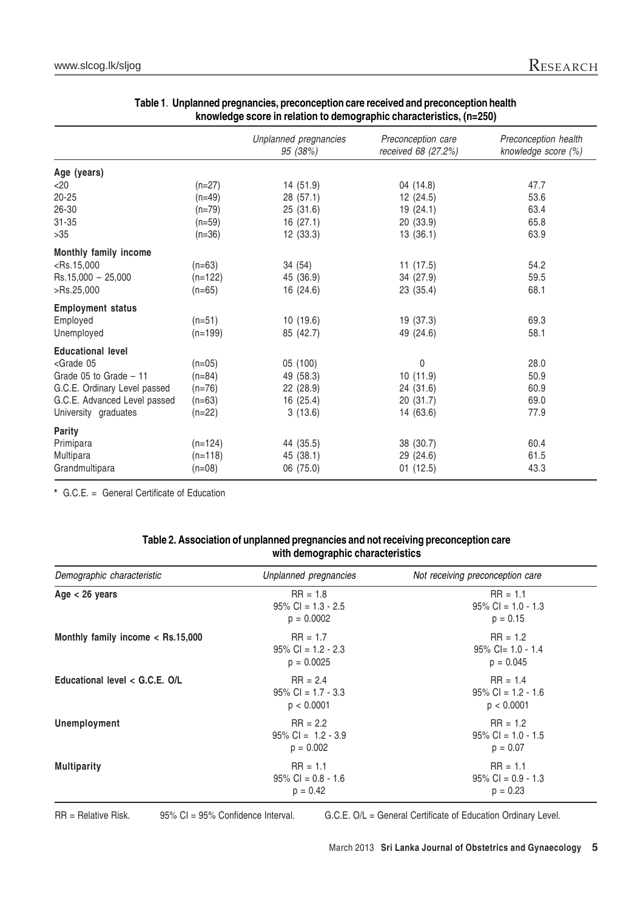**Table 1. Unplanned pregnancies, preconception care received and preconception health knowledge score in relation to demographic characteristics, (n=250)**

| | | *Unplanned pregnancies 95 (38%)* | *Preconception care received 68 (27.2%)* | *Preconception health knowledge score (%)* |
|---|---|---|---|---|
| **Age (years)** | | | | |
| <20 | (n=27) | 14 (51.9) | 04 (14.8) | 47.7 |
| 20-25 | (n=49) | 28 (57.1) | 12 (24.5) | 53.6 |
| 26-30 | (n=79) | 25 (31.6) | 19 (24.1) | 63.4 |
| 31-35 | (n=59) | 16 (27.1) | 20 (33.9) | 65.8 |
| >35 | (n=36) | 12 (33.3) | 13 (36.1) | 63.9 |
| **Monthly family income** | | | | |
| <Rs.15,000 | (n=63) | 34 (54) | 11 (17.5) | 54.2 |
| Rs.15,000 – 25,000 | (n=122) | 45 (36.9) | 34 (27.9) | 59.5 |
| >Rs.25,000 | (n=65) | 16 (24.6) | 23 (35.4) | 68.1 |
| **Employment status** | | | | |
| Employed | (n=51) | 10 (19.6) | 19 (37.3) | 69.3 |
| Unemployed | (n=199) | 85 (42.7) | 49 (24.6) | 58.1 |
| **Educational level** | | | | |
| <Grade 05 | (n=05) | 05 (100) | 0 | 28.0 |
| Grade 05 to Grade – 11 | (n=84) | 49 (58.3) | 10 (11.9) | 50.9 |
| G.C.E. Ordinary Level passed | (n=76) | 22 (28.9) | 24 (31.6) | 60.9 |
| G.C.E. Advanced Level passed | (n=63) | 16 (25.4) | 20 (31.7) | 69.0 |
| University graduates | (n=22) | 3 (13.6) | 14 (63.6) | 77.9 |
| **Parity** | | | | |
| Primipara | (n=124) | 44 (35.5) | 38 (30.7) | 60.4 |
| Multipara | (n=118) | 45 (38.1) | 29 (24.6) | 61.5 |
| Grandmultipara | (n=08) | 06 (75.0) | 01 (12.5) | 43.3 |

* G.C.E. = General Certificate of Education

**Table 2. Association of unplanned pregnancies and not receiving preconception care with demographic characteristics**

| *Demographic characteristic* | *Unplanned pregnancies* | *Not receiving preconception care* |
|---|---|---|
| **Age < 26 years** | RR = 1.8<br>95% CI = 1.3 - 2.5<br>$p = 0.0002$ | RR = 1.1<br>95% CI = 1.0 - 1.3<br>$p = 0.15$ |
| **Monthly family income < Rs.15,000** | RR = 1.7<br>95% CI = 1.2 - 2.3<br>$p = 0.0025$ | RR = 1.2<br>95% CI= 1.0 - 1.4<br>$p = 0.045$ |
| **Educational level < G.C.E. O/L** | RR = 2.4<br>95% CI = 1.7 - 3.3<br>$p < 0.0001$ | RR = 1.4<br>95% CI = 1.2 - 1.6<br>$p < 0.0001$ |
| **Unemployment** | RR = 2.2<br>95% CI = 1.2 - 3.9<br>$p = 0.002$ | RR = 1.2<br>95% CI = 1.0 - 1.5<br>$p = 0.07$ |
| **Multiparity** | RR = 1.1<br>95% CI = 0.8 - 1.6<br>$p = 0.42$ | RR = 1.1<br>95% CI = 0.9 - 1.3<br>$p = 0.23$ |

RR = Relative Risk. 95% CI = 95% Confidence Interval. G.C.E. O/L = General Certificate of Education Ordinary Level.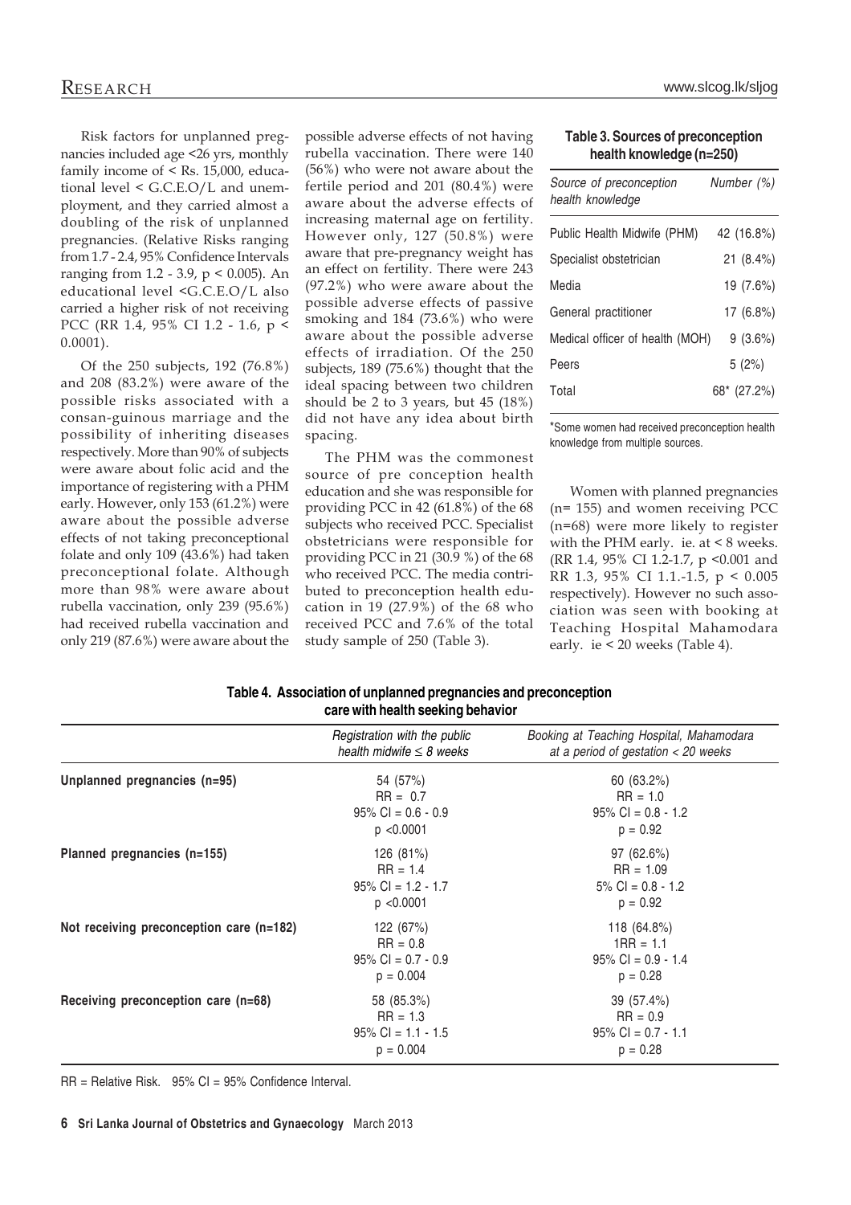Risk factors for unplanned pregnancies included age <26 yrs, monthly family income of < Rs. 15,000, educational level < G.C.E.O/L and unemployment, and they carried almost a doubling of the risk of unplanned pregnancies. (Relative Risks ranging from 1.7 - 2.4, 95% Confidence Intervals ranging from 1.2 - 3.9, $p < 0.005$). An educational level <G.C.E.O/L also carried a higher risk of not receiving PCC (RR 1.4, 95% CI 1.2 - 1.6, $p < 0.0001$).

Of the 250 subjects, 192 (76.8%) and 208 (83.2%) were aware of the possible risks associated with a consan-guinous marriage and the possibility of inheriting diseases respectively. More than 90% of subjects were aware about folic acid and the importance of registering with a PHM early. However, only 153 (61.2%) were aware about the possible adverse effects of not taking preconceptional folate and only 109 (43.6%) had taken preconceptional folate. Although more than 98% were aware about rubella vaccination, only 239 (95.6%) had received rubella vaccination and only 219 (87.6%) were aware about the possible adverse effects of not having rubella vaccination. There were 140 (56%) who were not aware about the fertile period and 201 (80.4%) were aware about the adverse effects of increasing maternal age on fertility. However only, 127 (50.8%) were aware that pre-pregnancy weight has an effect on fertility. There were 243 (97.2%) who were aware about the possible adverse effects of passive smoking and 184 (73.6%) who were aware about the possible adverse effects of irradiation. Of the 250 subjects, 189 (75.6%) thought that the ideal spacing between two children should be 2 to 3 years, but 45 (18%) did not have any idea about birth spacing.

The PHM was the commonest source of pre conception health education and she was responsible for providing PCC in 42 (61.8%) of the 68 subjects who received PCC. Specialist obstetricians were responsible for providing PCC in 21 (30.9 %) of the 68 who received PCC. The media contributed to preconception health education in 19 (27.9%) of the 68 who received PCC and 7.6% of the total study sample of 250 (Table 3).

**Table 3. Sources of preconception health knowledge (n=250)**

| *Source of preconception health knowledge* | *Number (%)* |
|---|---|
| Public Health Midwife (PHM) | 42 (16.8%) |
| Specialist obstetrician | 21 (8.4%) |
| Media | 19 (7.6%) |
| General practitioner | 17 (6.8%) |
| Medical officer of health (MOH) | 9 (3.6%) |
| Peers | 5 (2%) |
| Total | 68* (27.2%) |

*Some women had received preconception health knowledge from multiple sources.

Women with planned pregnancies (n= 155) and women receiving PCC (n=68) were more likely to register with the PHM early. ie. at < 8 weeks. (RR 1.4, 95% CI 1.2-1.7, $p < 0.001$ and RR 1.3, 95% CI 1.1.-1.5, $p < 0.005$ respectively). However no such association was seen with booking at Teaching Hospital Mahamodara early. ie < 20 weeks (Table 4).

**Table 4. Association of unplanned pregnancies and preconception care with health seeking behavior**

| | *Registration with the public health midwife ≤ 8 weeks* | *Booking at Teaching Hospital, Mahamodara at a period of gestation < 20 weeks* |
|---|---|---|
| **Unplanned pregnancies (n=95)** | 54 (57%)<br>RR = 0.7<br>95% CI = 0.6 - 0.9<br>p <0.0001 | 60 (63.2%)<br>RR = 1.0<br>95% CI = 0.8 - 1.2<br>p = 0.92 |
| **Planned pregnancies (n=155)** | 126 (81%)<br>RR = 1.4<br>95% CI = 1.2 - 1.7<br>p <0.0001 | 97 (62.6%)<br>RR = 1.09<br>5% CI = 0.8 - 1.2<br>p = 0.92 |
| **Not receiving preconception care (n=182)** | 122 (67%)<br>RR = 0.8<br>95% CI = 0.7 - 0.9<br>p = 0.004 | 118 (64.8%)<br>1RR = 1.1<br>95% CI = 0.9 - 1.4<br>p = 0.28 |
| **Receiving preconception care (n=68)** | 58 (85.3%)<br>RR = 1.3<br>95% CI = 1.1 - 1.5<br>p = 0.004 | 39 (57.4%)<br>RR = 0.9<br>95% CI = 0.7 - 1.1<br>p = 0.28 |

RR = Relative Risk. 95% CI = 95% Confidence Interval.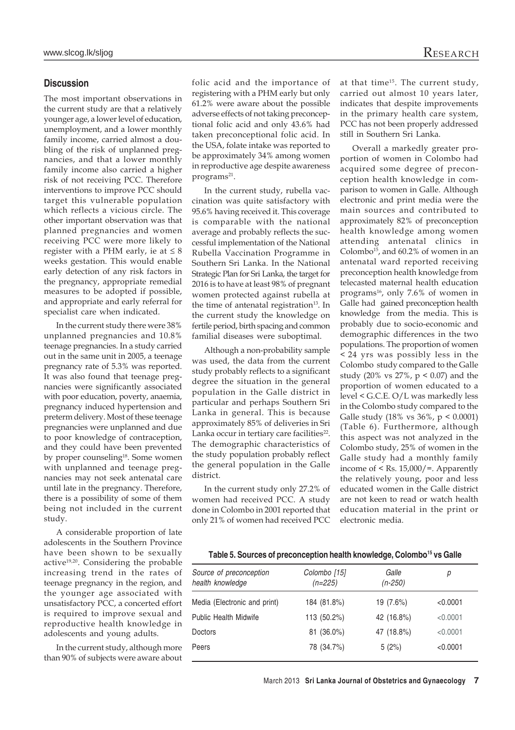## Discussion

The most important observations in the current study are that a relatively younger age, a lower level of education, unemployment, and a lower monthly family income, carried almost a doubling of the risk of unplanned pregnancies, and that a lower monthly family income also carried a higher risk of not receiving PCC. Therefore interventions to improve PCC should target this vulnerable population which reflects a vicious circle. The other important observation was that planned pregnancies and women receiving PCC were more likely to register with a PHM early, ie at ≤ 8 weeks gestation. This would enable early detection of any risk factors in the pregnancy, appropriate remedial measures to be adopted if possible, and appropriate and early referral for specialist care when indicated.

In the current study there were 38% unplanned pregnancies and 10.8% teenage pregnancies. In a study carried out in the same unit in 2005, a teenage pregnancy rate of 5.3% was reported. It was also found that teenage pregnancies were significantly associated with poor education, poverty, anaemia, pregnancy induced hypertension and preterm delivery. Most of these teenage pregnancies were unplanned and due to poor knowledge of contraception, and they could have been prevented by proper counseling[18]. Some women with unplanned and teenage pregnancies may not seek antenatal care until late in the pregnancy. Therefore, there is a possibility of some of them being not included in the current study.

A considerable proportion of late adolescents in the Southern Province have been shown to be sexually active[19,20]. Considering the probable increasing trend in the rates of teenage pregnancy in the region, and the younger age associated with unsatisfactory PCC, a concerted effort is required to improve sexual and reproductive health knowledge in adolescents and young adults.

In the current study, although more than 90% of subjects were aware about folic acid and the importance of registering with a PHM early but only 61.2% were aware about the possible adverse effects of not taking preconceptional folic acid and only 43.6% had taken preconceptional folic acid. In the USA, folate intake was reported to be approximately 34% among women in reproductive age despite awareness programs[21].

In the current study, rubella vaccination was quite satisfactory with 95.6% having received it. This coverage is comparable with the national average and probably reflects the successful implementation of the National Rubella Vaccination Programme in Southern Sri Lanka. In the National Strategic Plan for Sri Lanka, the target for 2016 is to have at least 98% of pregnant women protected against rubella at the time of antenatal registration[13]. In the current study the knowledge on fertile period, birth spacing and common familial diseases were suboptimal.

Although a non-probability sample was used, the data from the current study probably reflects to a significant degree the situation in the general population in the Galle district in particular and perhaps Southern Sri Lanka in general. This is because approximately 85% of deliveries in Sri Lanka occur in tertiary care facilities[22]. The demographic characteristics of the study population probably reflect the general population in the Galle district.

In the current study only 27.2% of women had received PCC. A study done in Colombo in 2001 reported that only 21% of women had received PCC at that time[15]. The current study, carried out almost 10 years later, indicates that despite improvements in the primary health care system, PCC has not been properly addressed still in Southern Sri Lanka.

Overall a markedly greater proportion of women in Colombo had acquired some degree of preconception health knowledge in comparison to women in Galle. Although electronic and print media were the main sources and contributed to approximately 82% of preconception health knowledge among women attending antenatal clinics in Colombo[15], and 60.2% of women in an antenatal ward reported receiving preconception health knowledge from telecasted maternal health education programs[16], only 7.6% of women in Galle had gained preconception health knowledge from the media. This is probably due to socio-economic and demographic differences in the two populations. The proportion of women < 24 yrs was possibly less in the Colombo study compared to the Galle study (20% vs 27%, $p < 0.07$) and the proportion of women educated to a level < G.C.E. O/L was markedly less in the Colombo study compared to the Galle study (18% vs 36%, $p < 0.0001$) (Table 6). Furthermore, although this aspect was not analyzed in the Colombo study, 25% of women in the Galle study had a monthly family income of < Rs. 15,000/=. Apparently the relatively young, poor and less educated women in the Galle district are not keen to read or watch health education material in the print or electronic media.

**Table 5. Sources of preconception health knowledge, Colombo[15] vs Galle**

| *Source of preconception health knowledge* | *Colombo [15] (n=225)* | *Galle (n-250)* | *p* |
|---|---|---|---|
| Media (Electronic and print) | 184 (81.8%) | 19 (7.6%) | <0.0001 |
| Public Health Midwife | 113 (50.2%) | 42 (16.8%) | <0.0001 |
| Doctors | 81 (36.0%) | 47 (18.8%) | <0.0001 |
| Peers | 78 (34.7%) | 5 (2%) | <0.0001 |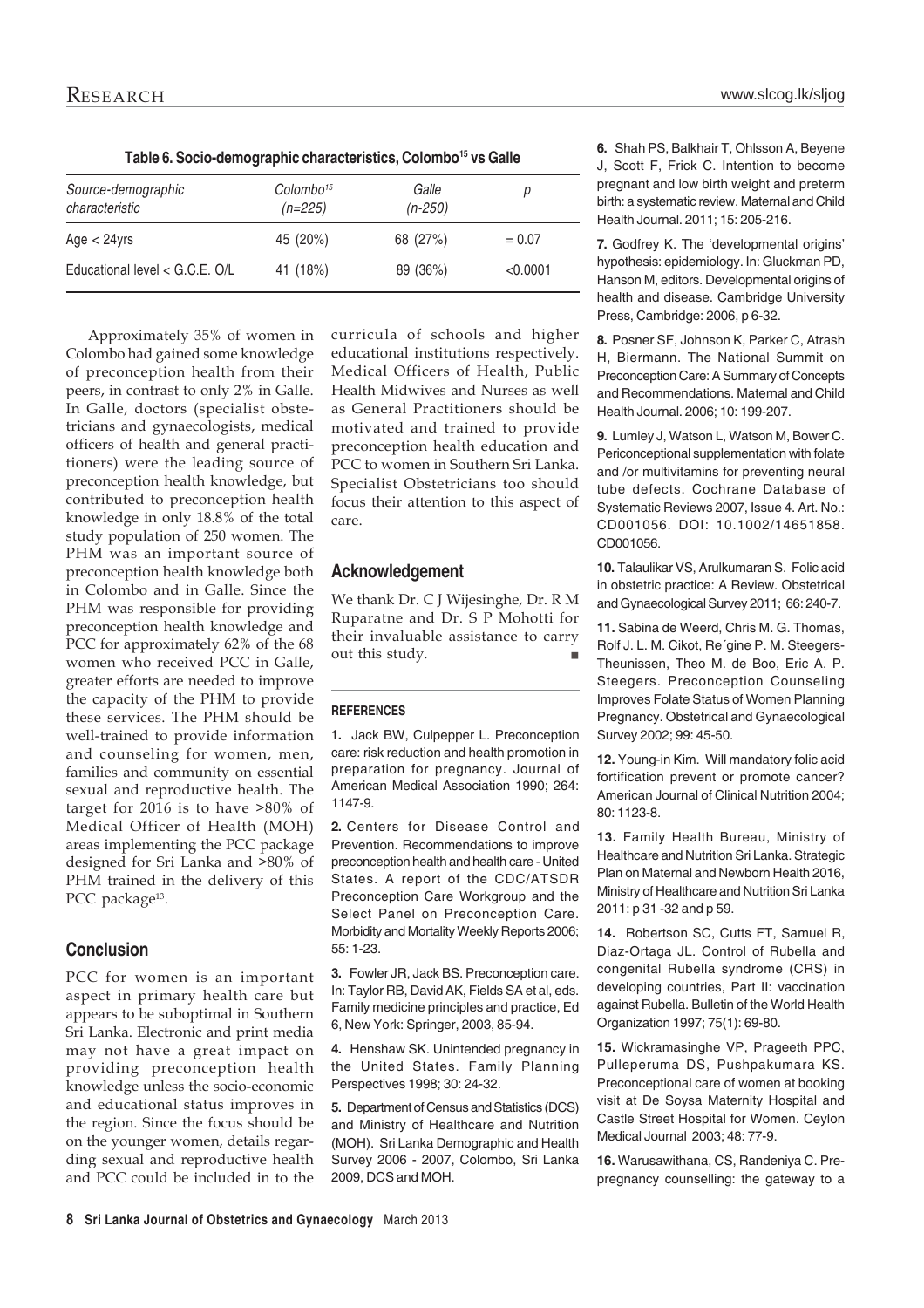**Table 6. Socio-demographic characteristics, Colombo[15] vs Galle**

| *Source-demographic characteristic* | *Colombo[15] (n=225)* | *Galle (n-250)* | *p* |
|---|---|---|---|
| Age < 24yrs | 45 (20%) | 68 (27%) | = 0.07 |
| Educational level < G.C.E. O/L | 41 (18%) | 89 (36%) | <0.0001 |

Approximately 35% of women in Colombo had gained some knowledge of preconception health from their peers, in contrast to only 2% in Galle. In Galle, doctors (specialist obstetricians and gynaecologists, medical officers of health and general practitioners) were the leading source of preconception health knowledge, but contributed to preconception health knowledge in only 18.8% of the total study population of 250 women. The PHM was an important source of preconception health knowledge both in Colombo and in Galle. Since the PHM was responsible for providing preconception health knowledge and PCC for approximately 62% of the 68 women who received PCC in Galle, greater efforts are needed to improve the capacity of the PHM to provide these services. The PHM should be well-trained to provide information and counseling for women, men, families and community on essential sexual and reproductive health. The target for 2016 is to have >80% of Medical Officer of Health (MOH) areas implementing the PCC package designed for Sri Lanka and >80% of PHM trained in the delivery of this PCC package[13].

## Conclusion

PCC for women is an important aspect in primary health care but appears to be suboptimal in Southern Sri Lanka. Electronic and print media may not have a great impact on providing preconception health knowledge unless the socio-economic and educational status improves in the region. Since the focus should be on the younger women, details regarding sexual and reproductive health and PCC could be included in to the curricula of schools and higher educational institutions respectively. Medical Officers of Health, Public Health Midwives and Nurses as well as General Practitioners should be motivated and trained to provide preconception health education and PCC to women in Southern Sri Lanka. Specialist Obstetricians too should focus their attention to this aspect of care.

## Acknowledgement

We thank Dr. C J Wijesinghe, Dr. R M Ruparatne and Dr. S P Mohotti for their invaluable assistance to carry out this study.

### REFERENCES

**1.** Jack BW, Culpepper L. Preconception care: risk reduction and health promotion in preparation for pregnancy. Journal of American Medical Association 1990; 264: 1147-9.

**2.** Centers for Disease Control and Prevention. Recommendations to improve preconception health and health care - United States. A report of the CDC/ATSDR Preconception Care Workgroup and the Select Panel on Preconception Care. Morbidity and Mortality Weekly Reports 2006; 55: 1-23.

**3.** Fowler JR, Jack BS. Preconception care. In: Taylor RB, David AK, Fields SA et al, eds. Family medicine principles and practice, Ed 6, New York: Springer, 2003, 85-94.

**4.** Henshaw SK. Unintended pregnancy in the United States. Family Planning Perspectives 1998; 30: 24-32.

**5.** Department of Census and Statistics (DCS) and Ministry of Healthcare and Nutrition (MOH). Sri Lanka Demographic and Health Survey 2006 - 2007, Colombo, Sri Lanka 2009, DCS and MOH.

**6.** Shah PS, Balkhair T, Ohlsson A, Beyene J, Scott F, Frick C. Intention to become pregnant and low birth weight and preterm birth: a systematic review. Maternal and Child Health Journal. 2011; 15: 205-216.

**7.** Godfrey K. The 'developmental origins' hypothesis: epidemiology. In: Gluckman PD, Hanson M, editors. Developmental origins of health and disease. Cambridge University Press, Cambridge: 2006, p 6-32.

**8.** Posner SF, Johnson K, Parker C, Atrash H, Biermann. The National Summit on Preconception Care: A Summary of Concepts and Recommendations. Maternal and Child Health Journal. 2006; 10: 199-207.

**9.** Lumley J, Watson L, Watson M, Bower C. Periconceptional supplementation with folate and /or multivitamins for preventing neural tube defects. Cochrane Database of Systematic Reviews 2007, Issue 4. Art. No.: CD001056. DOI: 10.1002/14651858. CD001056.

**10.** Talaulikar VS, Arulkumaran S. Folic acid in obstetric practice: A Review. Obstetrical and Gynaecological Survey 2011; 66: 240-7.

**11.** Sabina de Weerd, Chris M. G. Thomas, Rolf J. L. M. Cikot, Re´gine P. M. Steegers-Theunissen, Theo M. de Boo, Eric A. P. Steegers. Preconception Counseling Improves Folate Status of Women Planning Pregnancy. Obstetrical and Gynaecological Survey 2002; 99: 45-50.

**12.** Young-in Kim. Will mandatory folic acid fortification prevent or promote cancer? American Journal of Clinical Nutrition 2004; 80: 1123-8.

**13.** Family Health Bureau, Ministry of Healthcare and Nutrition Sri Lanka. Strategic Plan on Maternal and Newborn Health 2016, Ministry of Healthcare and Nutrition Sri Lanka 2011: p 31 -32 and p 59.

**14.** Robertson SC, Cutts FT, Samuel R, Diaz-Ortaga JL. Control of Rubella and congenital Rubella syndrome (CRS) in developing countries, Part II: vaccination against Rubella. Bulletin of the World Health Organization 1997; 75(1): 69-80.

**15.** Wickramasinghe VP, Prageeth PPC, Pulleperuma DS, Pushpakumara KS. Preconceptional care of women at booking visit at De Soysa Maternity Hospital and Castle Street Hospital for Women. Ceylon Medical Journal 2003; 48: 77-9.

**16.** Warusawithana, CS, Randeniya C. Pre-pregnancy counselling: the gateway to a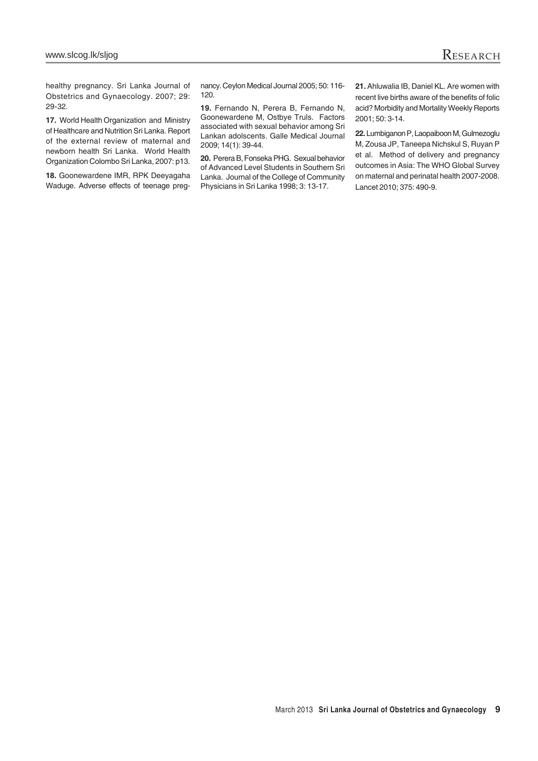healthy pregnancy. Sri Lanka Journal of Obstetrics and Gynaecology. 2007; 29: 29-32.

**17.** World Health Organization and Ministry of Healthcare and Nutrition Sri Lanka. Report of the external review of maternal and newborn health Sri Lanka. World Health Organization Colombo Sri Lanka, 2007: p13.

**18.** Goonewardene IMR, RPK Deeyagaha Waduge. Adverse effects of teenage pregnancy. Ceylon Medical Journal 2005; 50: 116-120.

**19.** Fernando N, Perera B, Fernando N, Goonewardene M, Ostbye Truls. Factors associated with sexual behavior among Sri Lankan adolscents. Galle Medical Journal 2009; 14(1): 39-44.

**20.** Perera B, Fonseka PHG. Sexual behavior of Advanced Level Students in Southern Sri Lanka. Journal of the College of Community Physicians in Sri Lanka 1998; 3: 13-17.

**21.** Ahluwalia IB, Daniel KL. Are women with recent live births aware of the benefits of folic acid? Morbidity and Mortality Weekly Reports 2001; 50: 3-14.

**22.** Lumbiganon P, Laopaiboon M, Gulmezoglu M, Zousa JP, Taneepa Nichskul S, Ruyan P et al. Method of delivery and pregnancy outcomes in Asia: The WHO Global Survey on maternal and perinatal health 2007-2008. Lancet 2010; 375: 490-9.